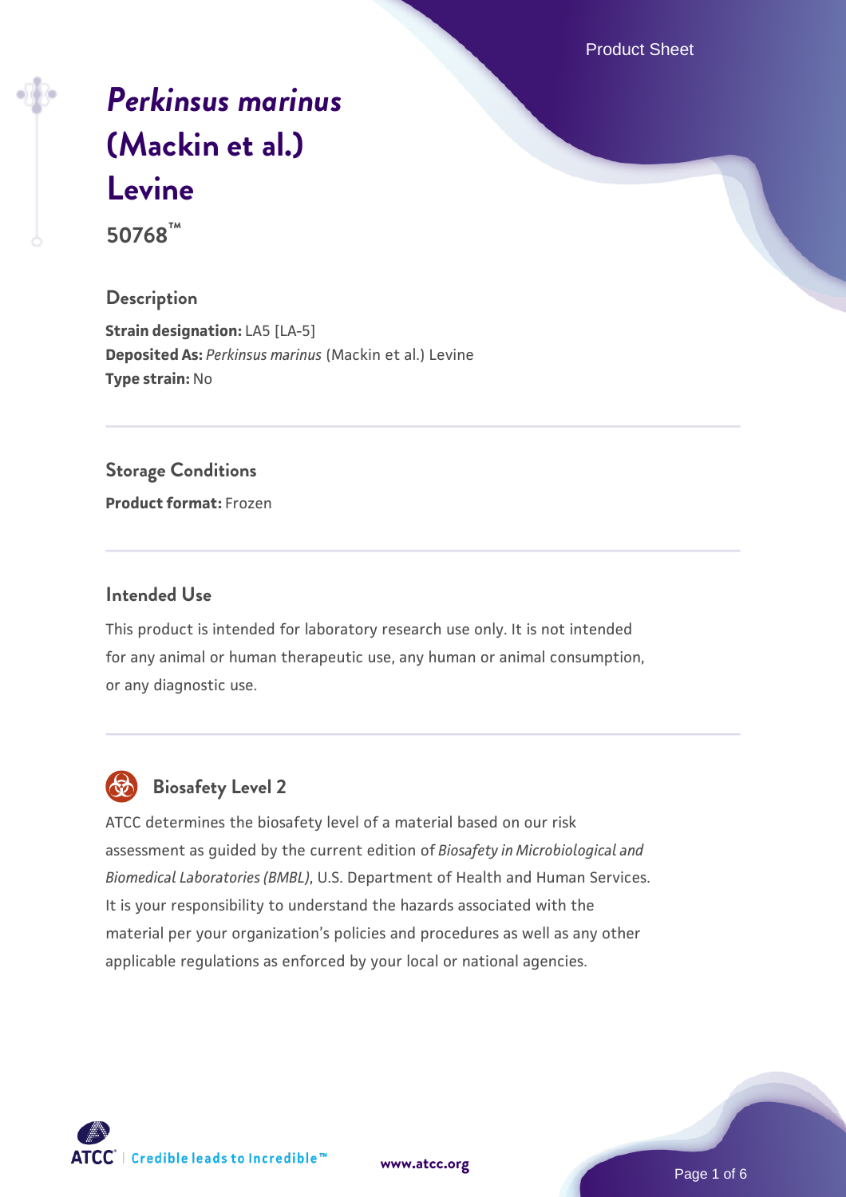# *Perkinsus marinus* (Mackin et al.) Levine

**50768™**

## Description

**Strain designation:** LA5 [LA-5]
**Deposited As:** *Perkinsus marinus* (Mackin et al.) Levine
**Type strain:** No

## Storage Conditions

**Product format:** Frozen

## Intended Use

This product is intended for laboratory research use only. It is not intended for any animal or human therapeutic use, any human or animal consumption, or any diagnostic use.

## Biosafety Level 2

ATCC determines the biosafety level of a material based on our risk assessment as guided by the current edition of *Biosafety in Microbiological and Biomedical Laboratories (BMBL)*, U.S. Department of Health and Human Services. It is your responsibility to understand the hazards associated with the material per your organization's policies and procedures as well as any other applicable regulations as enforced by your local or national agencies.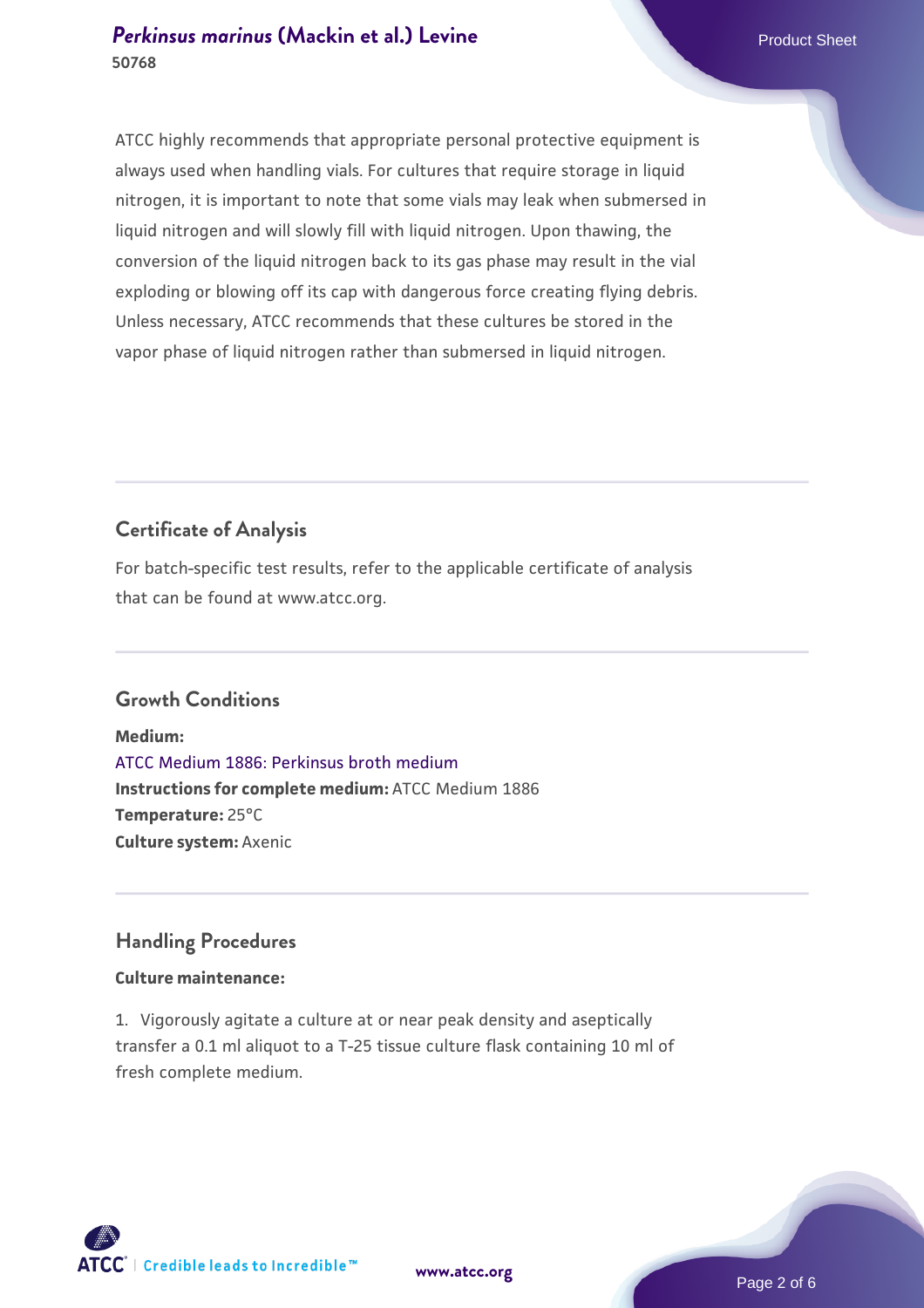ATCC highly recommends that appropriate personal protective equipment is always used when handling vials. For cultures that require storage in liquid nitrogen, it is important to note that some vials may leak when submersed in liquid nitrogen and will slowly fill with liquid nitrogen. Upon thawing, the conversion of the liquid nitrogen back to its gas phase may result in the vial exploding or blowing off its cap with dangerous force creating flying debris. Unless necessary, ATCC recommends that these cultures be stored in the vapor phase of liquid nitrogen rather than submersed in liquid nitrogen.

## Certificate of Analysis

For batch-specific test results, refer to the applicable certificate of analysis that can be found at www.atcc.org.

## Growth Conditions

**Medium:**
ATCC Medium 1886: Perkinsus broth medium
**Instructions for complete medium:** ATCC Medium 1886
**Temperature:** 25°C
**Culture system:** Axenic

## Handling Procedures

**Culture maintenance:**

1. Vigorously agitate a culture at or near peak density and aseptically transfer a 0.1 ml aliquot to a T-25 tissue culture flask containing 10 ml of fresh complete medium.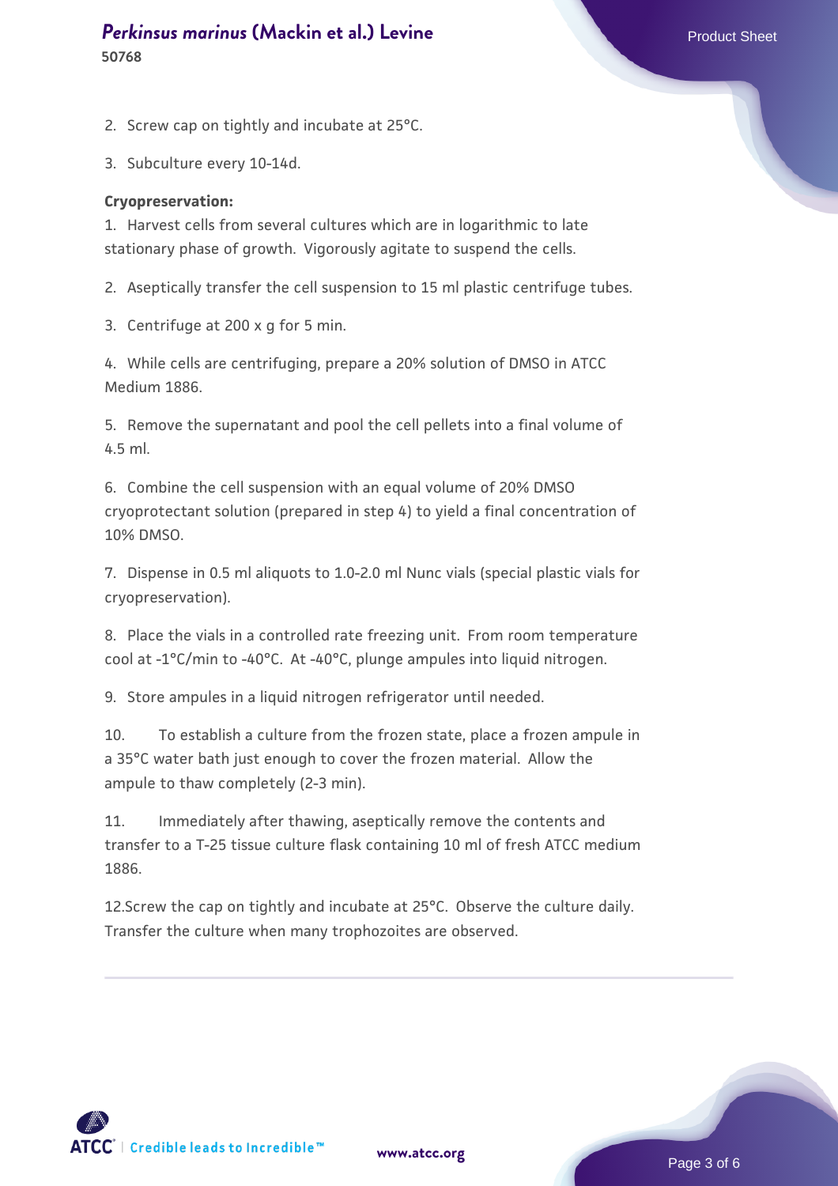2. Screw cap on tightly and incubate at 25°C.

3. Subculture every 10-14d.

**Cryopreservation:**

1. Harvest cells from several cultures which are in logarithmic to late stationary phase of growth. Vigorously agitate to suspend the cells.

2. Aseptically transfer the cell suspension to 15 ml plastic centrifuge tubes.

3. Centrifuge at 200 x g for 5 min.

4. While cells are centrifuging, prepare a 20% solution of DMSO in ATCC Medium 1886.

5. Remove the supernatant and pool the cell pellets into a final volume of 4.5 ml.

6. Combine the cell suspension with an equal volume of 20% DMSO cryoprotectant solution (prepared in step 4) to yield a final concentration of 10% DMSO.

7. Dispense in 0.5 ml aliquots to 1.0-2.0 ml Nunc vials (special plastic vials for cryopreservation).

8. Place the vials in a controlled rate freezing unit. From room temperature cool at -1°C/min to -40°C. At -40°C, plunge ampules into liquid nitrogen.

9. Store ampules in a liquid nitrogen refrigerator until needed.

10. To establish a culture from the frozen state, place a frozen ampule in a 35°C water bath just enough to cover the frozen material. Allow the ampule to thaw completely (2-3 min).

11. Immediately after thawing, aseptically remove the contents and transfer to a T-25 tissue culture flask containing 10 ml of fresh ATCC medium 1886.

12. Screw the cap on tightly and incubate at 25°C. Observe the culture daily. Transfer the culture when many trophozoites are observed.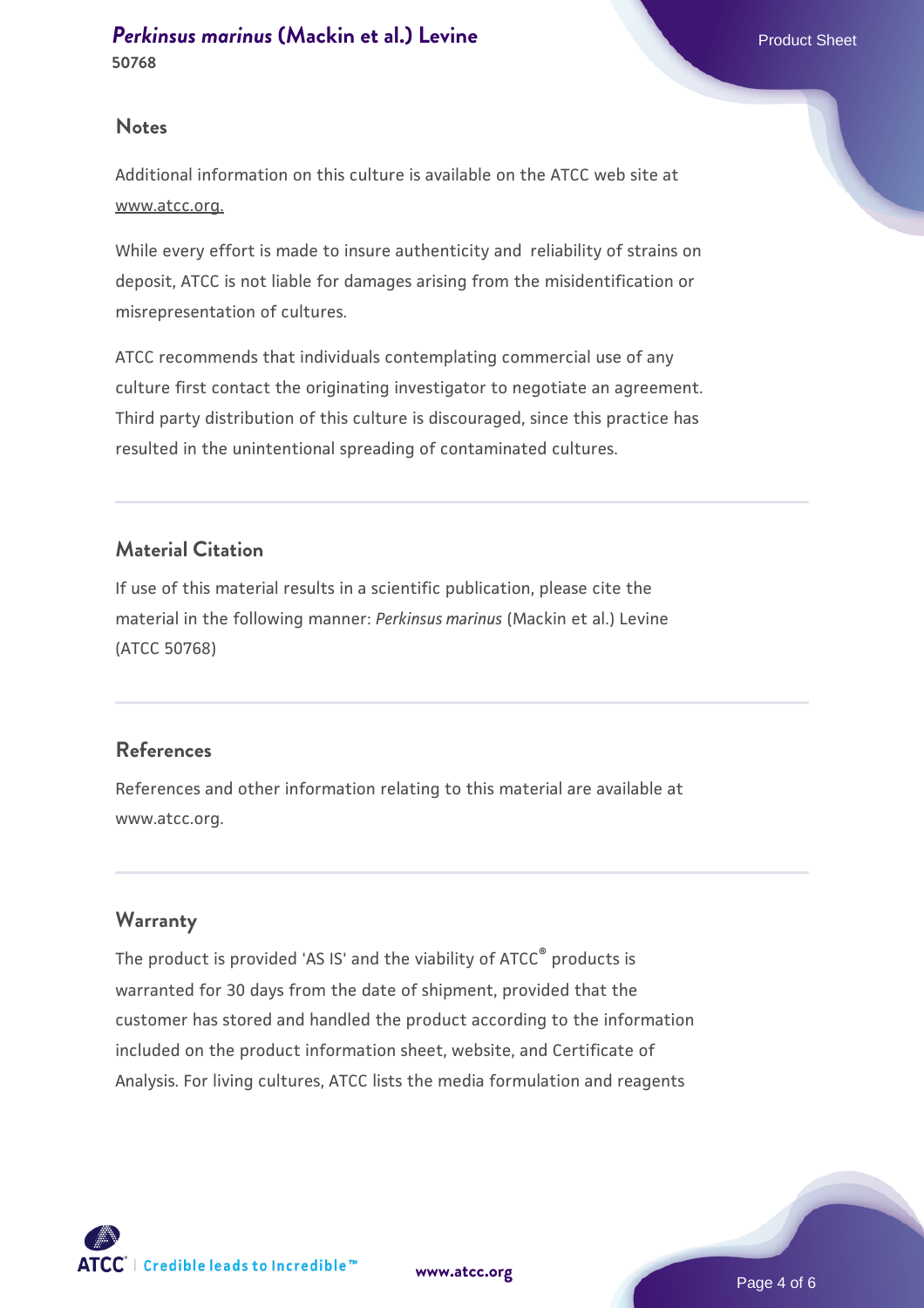## Notes

Additional information on this culture is available on the ATCC web site at www.atcc.org.

While every effort is made to insure authenticity and reliability of strains on deposit, ATCC is not liable for damages arising from the misidentification or misrepresentation of cultures.

ATCC recommends that individuals contemplating commercial use of any culture first contact the originating investigator to negotiate an agreement. Third party distribution of this culture is discouraged, since this practice has resulted in the unintentional spreading of contaminated cultures.

## Material Citation

If use of this material results in a scientific publication, please cite the material in the following manner: *Perkinsus marinus* (Mackin et al.) Levine (ATCC 50768)

## References

References and other information relating to this material are available at www.atcc.org.

## Warranty

The product is provided 'AS IS' and the viability of ATCC® products is warranted for 30 days from the date of shipment, provided that the customer has stored and handled the product according to the information included on the product information sheet, website, and Certificate of Analysis. For living cultures, ATCC lists the media formulation and reagents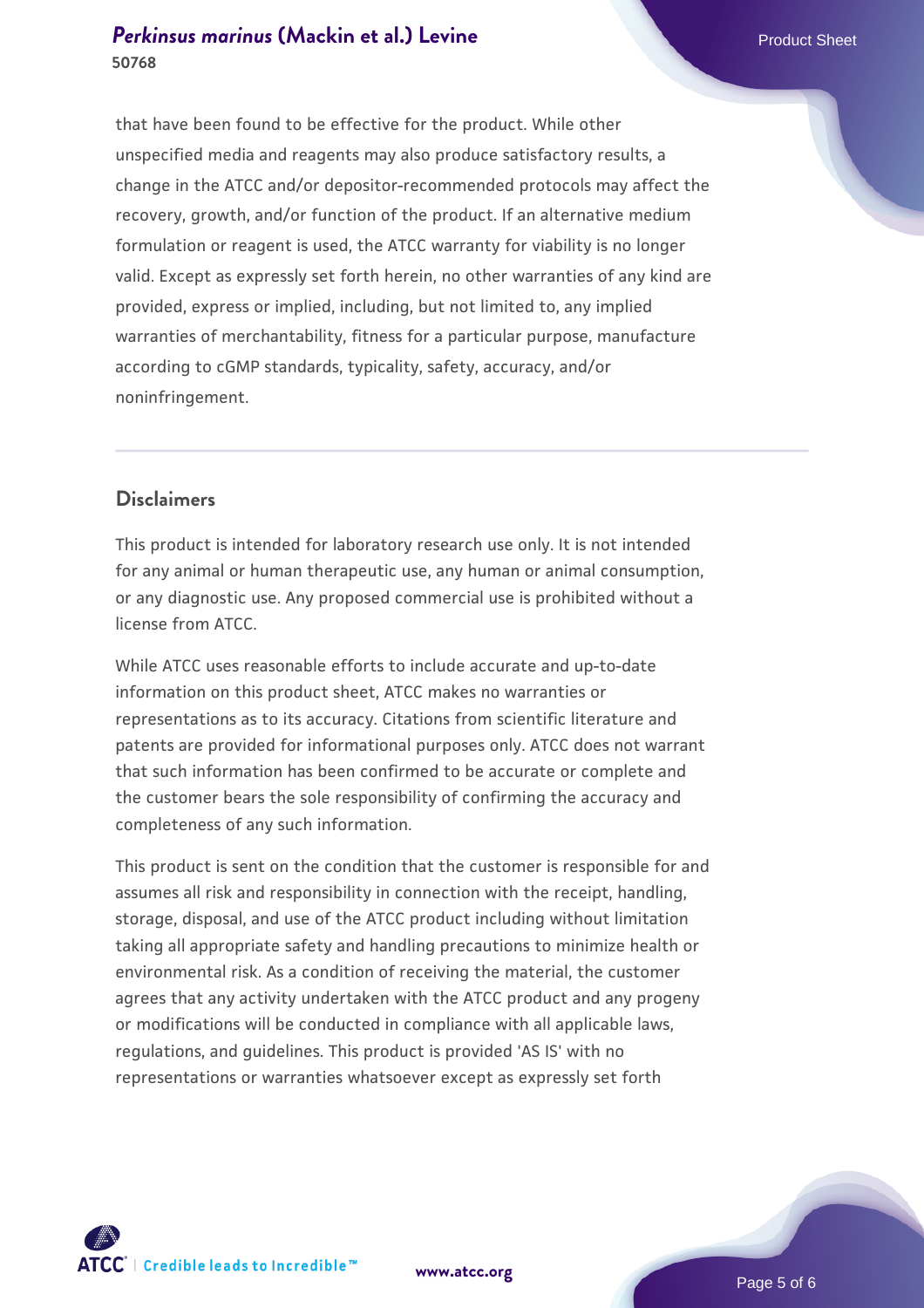that have been found to be effective for the product. While other unspecified media and reagents may also produce satisfactory results, a change in the ATCC and/or depositor-recommended protocols may affect the recovery, growth, and/or function of the product. If an alternative medium formulation or reagent is used, the ATCC warranty for viability is no longer valid. Except as expressly set forth herein, no other warranties of any kind are provided, express or implied, including, but not limited to, any implied warranties of merchantability, fitness for a particular purpose, manufacture according to cGMP standards, typicality, safety, accuracy, and/or noninfringement.

## Disclaimers

This product is intended for laboratory research use only. It is not intended for any animal or human therapeutic use, any human or animal consumption, or any diagnostic use. Any proposed commercial use is prohibited without a license from ATCC.

While ATCC uses reasonable efforts to include accurate and up-to-date information on this product sheet, ATCC makes no warranties or representations as to its accuracy. Citations from scientific literature and patents are provided for informational purposes only. ATCC does not warrant that such information has been confirmed to be accurate or complete and the customer bears the sole responsibility of confirming the accuracy and completeness of any such information.

This product is sent on the condition that the customer is responsible for and assumes all risk and responsibility in connection with the receipt, handling, storage, disposal, and use of the ATCC product including without limitation taking all appropriate safety and handling precautions to minimize health or environmental risk. As a condition of receiving the material, the customer agrees that any activity undertaken with the ATCC product and any progeny or modifications will be conducted in compliance with all applicable laws, regulations, and guidelines. This product is provided 'AS IS' with no representations or warranties whatsoever except as expressly set forth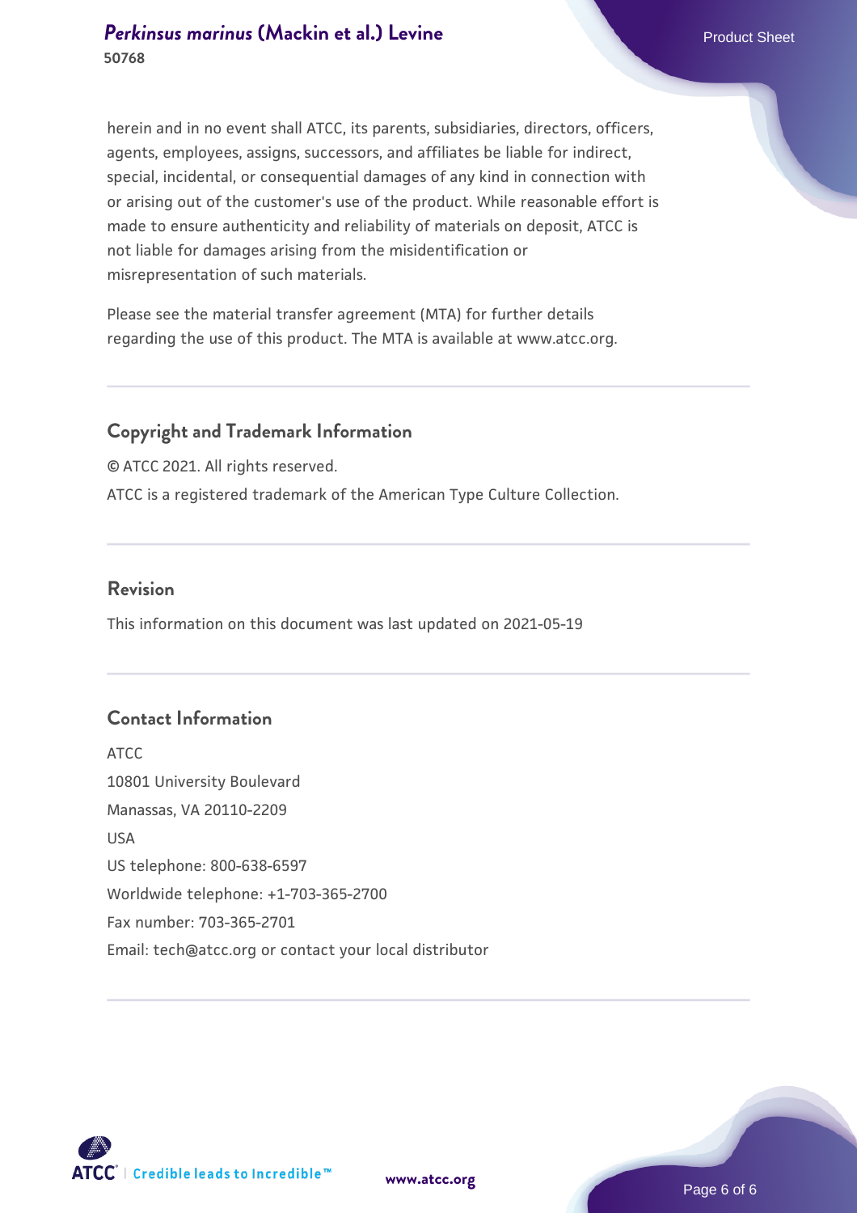herein and in no event shall ATCC, its parents, subsidiaries, directors, officers, agents, employees, assigns, successors, and affiliates be liable for indirect, special, incidental, or consequential damages of any kind in connection with or arising out of the customer's use of the product. While reasonable effort is made to ensure authenticity and reliability of materials on deposit, ATCC is not liable for damages arising from the misidentification or misrepresentation of such materials.

Please see the material transfer agreement (MTA) for further details regarding the use of this product. The MTA is available at www.atcc.org.

## Copyright and Trademark Information

© ATCC 2021. All rights reserved.

ATCC is a registered trademark of the American Type Culture Collection.

## Revision

This information on this document was last updated on 2021-05-19

## Contact Information

ATCC
10801 University Boulevard
Manassas, VA 20110-2209
USA
US telephone: 800-638-6597
Worldwide telephone: +1-703-365-2700
Fax number: 703-365-2701
Email: tech@atcc.org or contact your local distributor